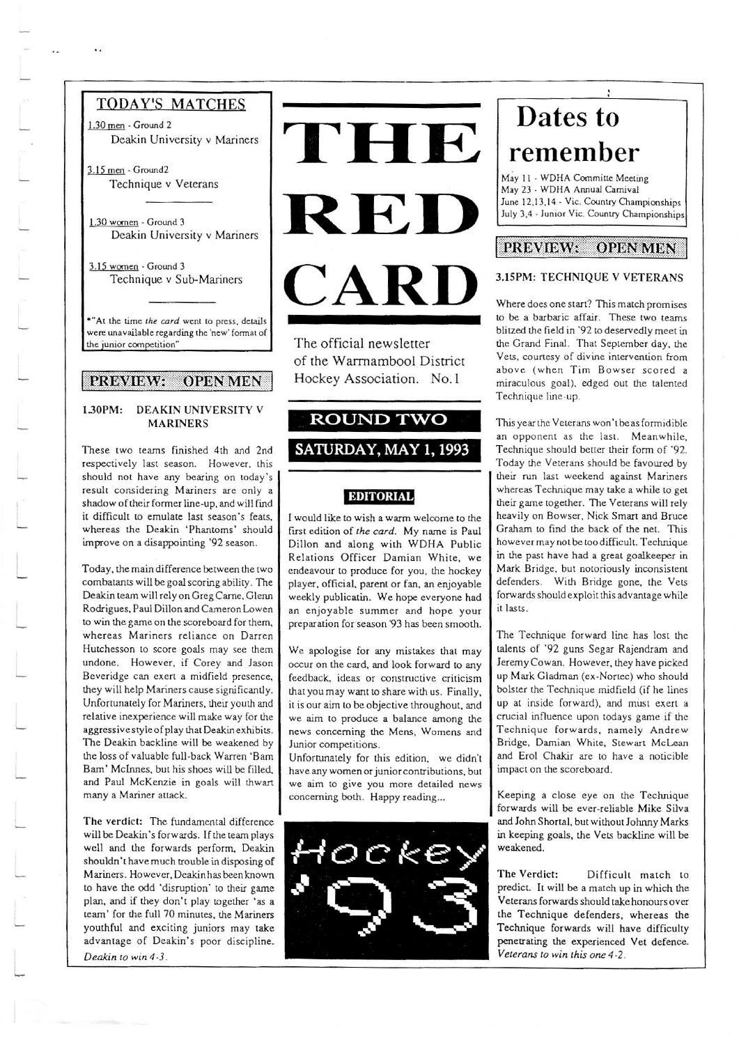# THE RED CARD

The official newsletter of the Warrnambool District Hockey Association. No.1

## ROUND TWO

## SATURDAY, MAY 1, 1993

## TODAY'S MATCHES

1.30 men - Ground 2
Deakin University v Mariners

3.15 men - Ground2
Technique v Veterans

1.30 women - Ground 3
Deakin University v Mariners

3.15 women - Ground 3
Technique v Sub-Mariners

*"At the time *the card* went to press, details were unavailable regarding the 'new' format of the junior competition"

## PREVIEW: OPEN MEN

### 1.30PM: DEAKIN UNIVERSITY V MARINERS

These two teams finished 4th and 2nd respectively last season. However, this should not have any bearing on today's result considering Mariners are only a shadow of their former line-up, and will find it difficult to emulate last season's feats, whereas the Deakin 'Phantoms' should improve on a disappointing '92 season.

Today, the main difference between the two combatants will be goal scoring ability. The Deakin team will rely on Greg Carne, Glenn Rodrigues, Paul Dillon and Cameron Lowen to win the game on the scoreboard for them, whereas Mariners reliance on Darren Hutchesson to score goals may see them undone. However, if Corey and Jason Beveridge can exert a midfield presence, they will help Mariners cause significantly. Unfortunately for Mariners, their youth and relative inexperience will make way for the aggressive style of play that Deakin exhibits. The Deakin backline will be weakened by the loss of valuable full-back Warren 'Bam Bam' McInnes, but his shoes will be filled, and Paul McKenzie in goals will thwart many a Mariner attack.

**The verdict:** The fundamental difference will be Deakin's forwards. If the team plays well and the forwards perform, Deakin shouldn't have much trouble in disposing of Mariners. However, Deakin has been known to have the odd 'disruption' to their game plan, and if they don't play together 'as a team' for the full 70 minutes, the Mariners youthful and exciting juniors may take advantage of Deakin's poor discipline. *Deakin to win 4-3.*

## EDITORIAL

I would like to wish a warm welcome to the first edition of *the card*. My name is Paul Dillon and along with WDHA Public Relations Officer Damian White, we endeavour to produce for you, the hockey player, official, parent or fan, an enjoyable weekly publicatin. We hope everyone had an enjoyable summer and hope your preparation for season '93 has been smooth.

We apologise for any mistakes that may occur on the card, and look forward to any feedback, ideas or constructive criticism that you may want to share with us. Finally, it is our aim to be objective throughout, and we aim to produce a balance among the news concerning the Mens, Womens and Junior competitions.

Unfortunately for this edition, we didn't have any women or junior contributions, but we aim to give you more detailed news concerning both. Happy reading...

Hockey '93

## Dates to remember

May 11 - WDHA Committe Meeting
May 23 - WDHA Annual Carnival
June 12,13,14 - Vic. Country Championships
July 3,4 - Junior Vic. Country Championships

## PREVIEW: OPEN MEN

### 3.15PM: TECHNIQUE V VETERANS

Where does one start? This match promises to be a barbaric affair. These two teams blitzed the field in '92 to deservedly meet in the Grand Final. That September day, the Vets, courtesy of divine intervention from above (when Tim Bowser scored a miraculous goal), edged out the talented Technique line-up.

This year the Veterans won't be as formidible an opponent as the last. Meanwhile, Technique should better their form of '92. Today the Veterans should be favoured by their run last weekend against Mariners whereas Technique may take a while to get their game together. The Veterans will rely heavily on Bowser, Nick Smart and Bruce Graham to find the back of the net. This however may not be too difficult. Technique in the past have had a great goalkeeper in Mark Bridge, but notoriously inconsistent defenders. With Bridge gone, the Vets forwards should exploit this advantage while it lasts.

The Technique forward line has lost the talents of '92 guns Segar Rajendram and Jeremy Cowan. However, they have picked up Mark Gladman (ex-Nortec) who should bolster the Technique midfield (if he lines up at inside forward), and must exert a crucial influence upon todays game if the Technique forwards, namely Andrew Bridge, Damian White, Stewart McLean and Erol Chakir are to have a noticible impact on the scoreboard.

Keeping a close eye on the Technique forwards will be ever-reliable Mike Silva and John Shortal, but without Johnny Marks in keeping goals, the Vets backline will be weakened.

**The Verdict:** Difficult match to predict. It will be a match up in which the Veterans forwards should take honours over the Technique defenders, whereas the Technique forwards will have difficulty penetrating the experienced Vet defence. *Veterans to win this one 4-2.*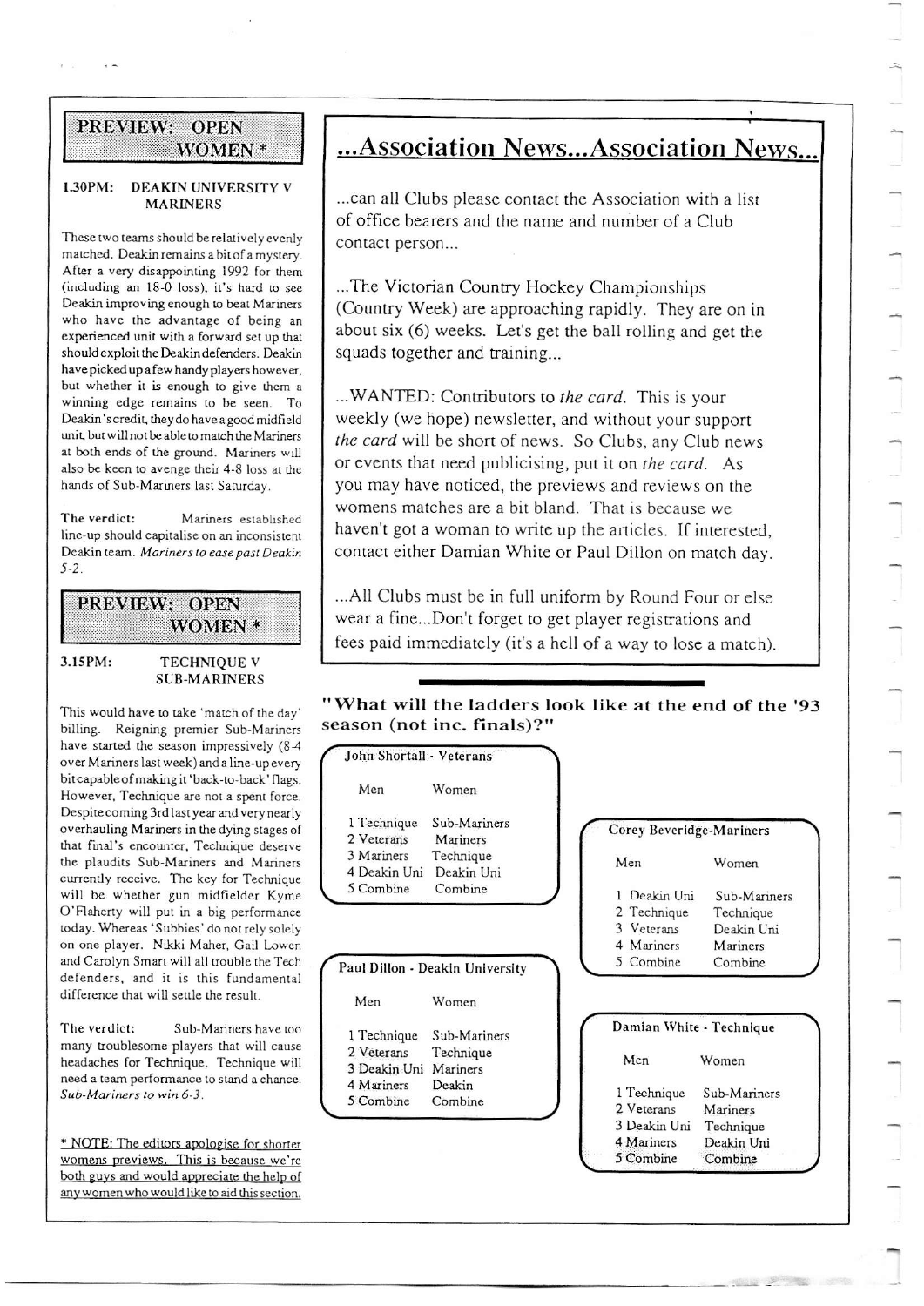## PREVIEW: OPEN WOMEN *

**1.30PM: DEAKIN UNIVERSITY V MARINERS**

These two teams should be relatively evenly matched. Deakin remains a bit of a mystery. After a very disappointing 1992 for them (including an 18-0 loss), it's hard to see Deakin improving enough to beat Mariners who have the advantage of being an experienced unit with a forward set up that should exploit the Deakin defenders. Deakin have picked up a few handy players however, but whether it is enough to give them a winning edge remains to be seen. To Deakin's credit, they do have a good midfield unit, but will not be able to match the Mariners at both ends of the ground. Mariners will also be keen to avenge their 4-8 loss at the hands of Sub-Mariners last Saturday.

**The verdict:** Mariners established line-up should capitalise on an inconsistent Deakin team. *Mariners to ease past Deakin 5-2.*

## PREVIEW: OPEN WOMEN *

**3.15PM: TECHNIQUE V SUB-MARINERS**

This would have to take 'match of the day' billing. Reigning premier Sub-Mariners have started the season impressively (8-4 over Mariners last week) and a line-up every bit capable of making it 'back-to-back' flags. However, Technique are not a spent force. Despite coming 3rd last year and very nearly overhauling Mariners in the dying stages of that final's encounter, Technique deserve the plaudits Sub-Mariners and Mariners currently receive. The key for Technique will be whether gun midfielder Kyme O'Flaherty will put in a big performance today. Whereas 'Subbies' do not rely solely on one player. Nikki Maher, Gail Lowen and Carolyn Smart will all trouble the Tech defenders, and it is this fundamental difference that will settle the result.

**The verdict:** Sub-Mariners have too many troublesome players that will cause headaches for Technique. Technique will need a team performance to stand a chance. *Sub-Mariners to win 6-3.*

* NOTE: The editors apologise for shorter womens previews. This is because we're both guys and would appreciate the help of any women who would like to aid this section.

## ...Association News...Association News...

...can all Clubs please contact the Association with a list of office bearers and the name and number of a Club contact person...

...The Victorian Country Hockey Championships (Country Week) are approaching rapidly. They are on in about six (6) weeks. Let's get the ball rolling and get the squads together and training...

...WANTED: Contributors to *the card*. This is your weekly (we hope) newsletter, and without your support *the card* will be short of news. So Clubs, any Club news or events that need publicising, put it on *the card*. As you may have noticed, the previews and reviews on the womens matches are a bit bland. That is because we haven't got a woman to write up the articles. If interested, contact either Damian White or Paul Dillon on match day.

...All Clubs must be in full uniform by Round Four or else wear a fine...Don't forget to get player registrations and fees paid immediately (it's a hell of a way to lose a match).

### "What will the ladders look like at the end of the '93 season (not inc. finals)?"

**John Shortall - Veterans**

| Men | Women |
|---|---|
| 1 Technique | Sub-Mariners |
| 2 Veterans | Mariners |
| 3 Mariners | Technique |
| 4 Deakin Uni | Deakin Uni |
| 5 Combine | Combine |

**Paul Dillon - Deakin University**

| Men | Women |
|---|---|
| 1 Technique | Sub-Mariners |
| 2 Veterans | Technique |
| 3 Deakin Uni | Mariners |
| 4 Mariners | Deakin |
| 5 Combine | Combine |

**Corey Beveridge-Mariners**

| Men | Women |
|---|---|
| 1 Deakin Uni | Sub-Mariners |
| 2 Technique | Technique |
| 3 Veterans | Deakin Uni |
| 4 Mariners | Mariners |
| 5 Combine | Combine |

**Damian White - Technique**

| Men | Women |
|---|---|
| 1 Technique | Sub-Mariners |
| 2 Veterans | Mariners |
| 3 Deakin Uni | Technique |
| 4 Mariners | Deakin Uni |
| 5 Combine | Combine |